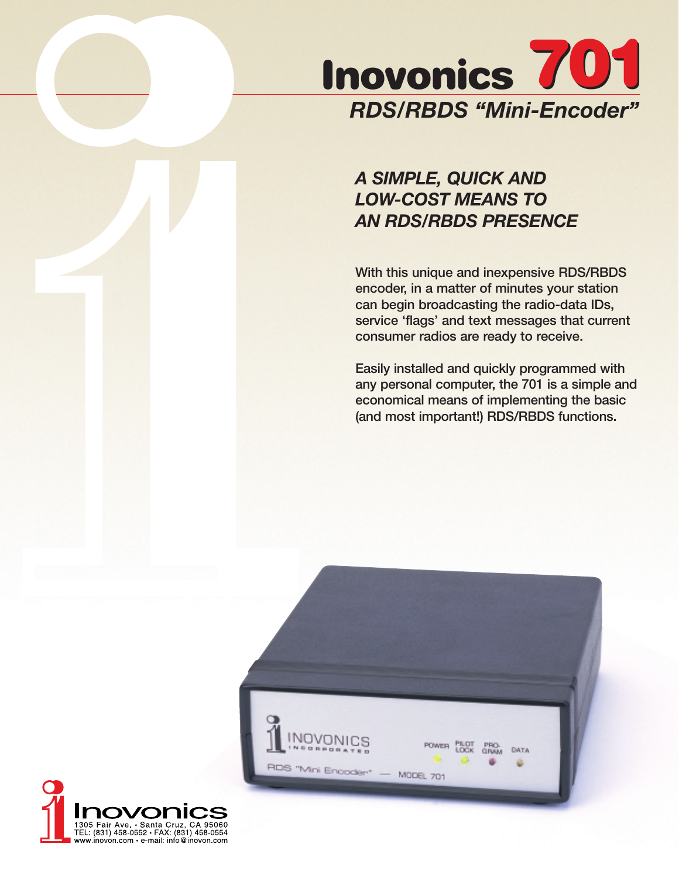# Inovonics 701

## RDS/RBDS "Mini-Encoder"

### *A SIMPLE, QUICK AND LOW-COST MEANS TO AN RDS/RBDS PRESENCE*

**With this unique and inexpensive RDS/RBDS encoder, in a matter of minutes your station can begin broadcasting the radio-data IDs, service 'flags' and text messages that current consumer radios are ready to receive.**

**Easily installed and quickly programmed with any personal computer, the 701 is a simple and economical means of implementing the basic (and most important!) RDS/RBDS functions.**

Inovonics
1305 Fair Ave. • Santa Cruz, CA 95060
TEL: (831) 458-0552 • FAX: (831) 458-0554
www.inovon.com • e-mail: info@inovon.com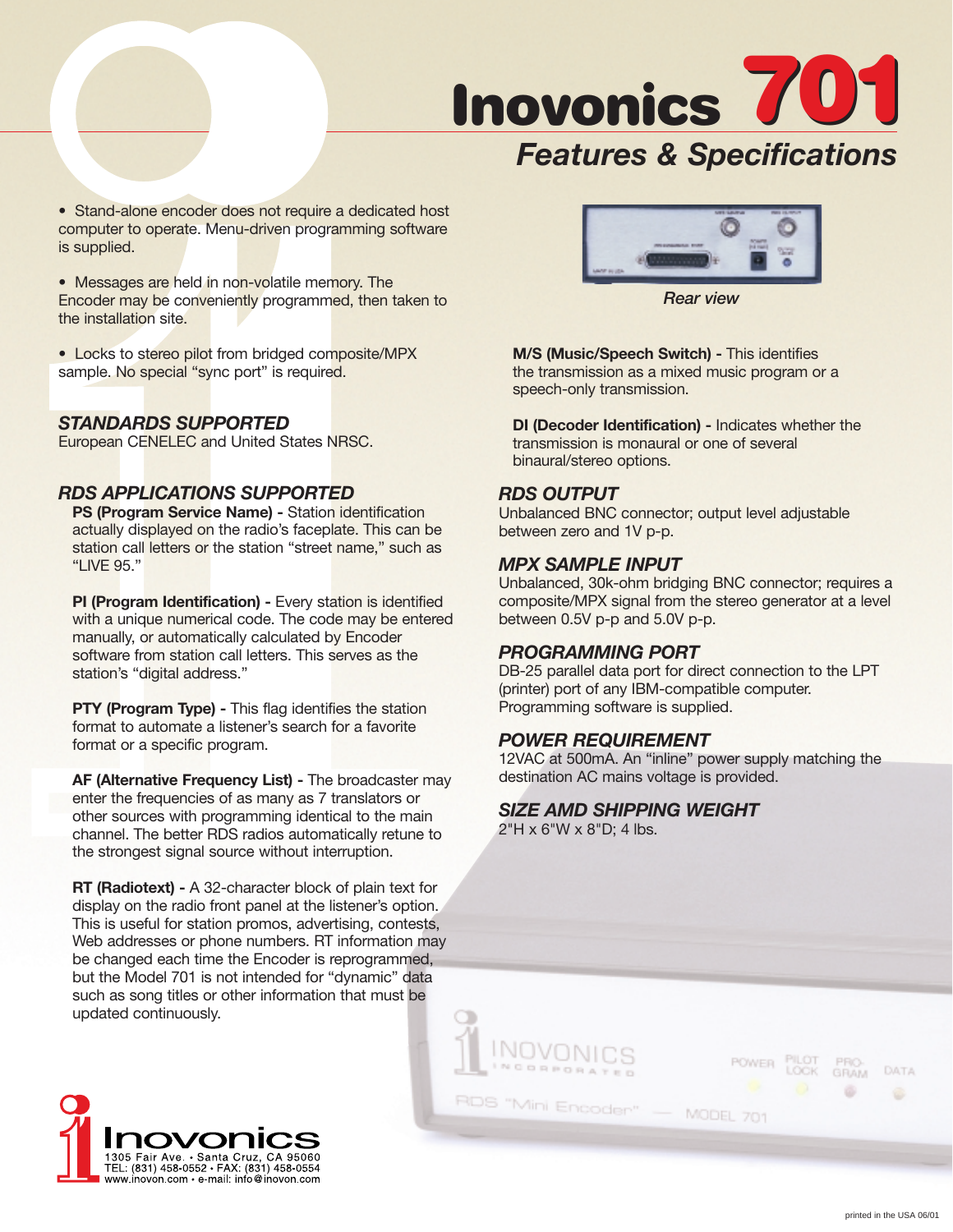# Inovonics 701

## Features & Specifications

- Stand-alone encoder does not require a dedicated host computer to operate. Menu-driven programming software is supplied.

- Messages are held in non-volatile memory. The Encoder may be conveniently programmed, then taken to the installation site.

- Locks to stereo pilot from bridged composite/MPX sample. No special "sync port" is required.

### *STANDARDS SUPPORTED*

European CENELEC and United States NRSC.

### *RDS APPLICATIONS SUPPORTED*

**PS (Program Service Name) -** Station identification actually displayed on the radio's faceplate. This can be station call letters or the station "street name," such as "LIVE 95."

**PI (Program Identification) -** Every station is identified with a unique numerical code. The code may be entered manually, or automatically calculated by Encoder software from station call letters. This serves as the station's "digital address."

**PTY (Program Type) -** This flag identifies the station format to automate a listener's search for a favorite format or a specific program.

**AF (Alternative Frequency List) -** The broadcaster may enter the frequencies of as many as 7 translators or other sources with programming identical to the main channel. The better RDS radios automatically retune to the strongest signal source without interruption.

**RT (Radiotext) -** A 32-character block of plain text for display on the radio front panel at the listener's option. This is useful for station promos, advertising, contests, Web addresses or phone numbers. RT information may be changed each time the Encoder is reprogrammed, but the Model 701 is not intended for "dynamic" data such as song titles or other information that must be updated continuously.

*Rear view*

**M/S (Music/Speech Switch) -** This identifies the transmission as a mixed music program or a speech-only transmission.

**DI (Decoder Identification) -** Indicates whether the transmission is monaural or one of several binaural/stereo options.

### *RDS OUTPUT*

Unbalanced BNC connector; output level adjustable between zero and 1V p-p.

### *MPX SAMPLE INPUT*

Unbalanced, 30k-ohm bridging BNC connector; requires a composite/MPX signal from the stereo generator at a level between 0.5V p-p and 5.0V p-p.

### *PROGRAMMING PORT*

DB-25 parallel data port for direct connection to the LPT (printer) port of any IBM-compatible computer. Programming software is supplied.

### *POWER REQUIREMENT*

12VAC at 500mA. An "inline" power supply matching the destination AC mains voltage is provided.

### *SIZE AMD SHIPPING WEIGHT*

2"H x 6"W x 8"D; 4 lbs.

Inovonics
1305 Fair Ave. • Santa Cruz, CA 95060
TEL: (831) 458-0552 • FAX: (831) 458-0554
www.inovon.com • e-mail: info@inovon.com

printed in the USA 06/01